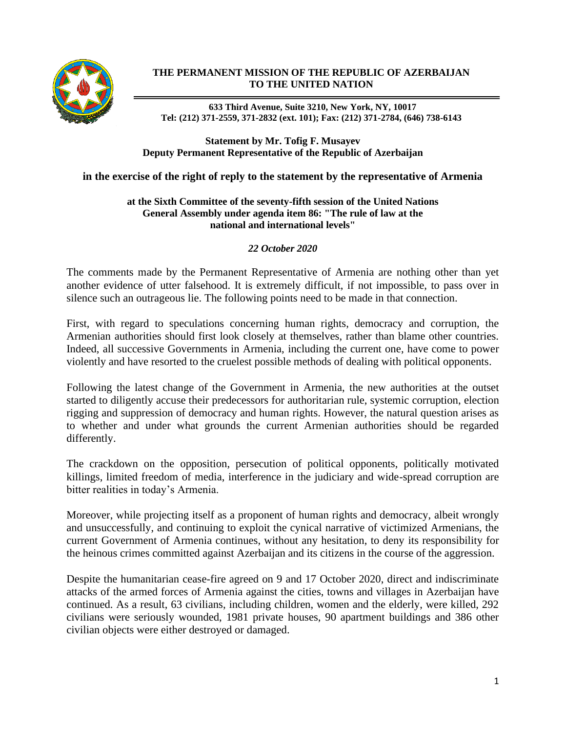**THE PERMANENT MISSION OF THE REPUBLIC OF AZERBAIJAN TO THE UNITED NATION**

**633 Third Avenue, Suite 3210, New York, NY, 10017**
**Tel: (212) 371-2559, 371-2832 (ext. 101); Fax: (212) 371-2784, (646) 738-6143**

**Statement by Mr. Tofig F. Musayev**
**Deputy Permanent Representative of the Republic of Azerbaijan**

**in the exercise of the right of reply to the statement by the representative of Armenia**

**at the Sixth Committee of the seventy-fifth session of the United Nations General Assembly under agenda item 86: "The rule of law at the national and international levels"**

*22 October 2020*

The comments made by the Permanent Representative of Armenia are nothing other than yet another evidence of utter falsehood. It is extremely difficult, if not impossible, to pass over in silence such an outrageous lie. The following points need to be made in that connection.

First, with regard to speculations concerning human rights, democracy and corruption, the Armenian authorities should first look closely at themselves, rather than blame other countries. Indeed, all successive Governments in Armenia, including the current one, have come to power violently and have resorted to the cruelest possible methods of dealing with political opponents.

Following the latest change of the Government in Armenia, the new authorities at the outset started to diligently accuse their predecessors for authoritarian rule, systemic corruption, election rigging and suppression of democracy and human rights. However, the natural question arises as to whether and under what grounds the current Armenian authorities should be regarded differently.

The crackdown on the opposition, persecution of political opponents, politically motivated killings, limited freedom of media, interference in the judiciary and wide-spread corruption are bitter realities in today's Armenia.

Moreover, while projecting itself as a proponent of human rights and democracy, albeit wrongly and unsuccessfully, and continuing to exploit the cynical narrative of victimized Armenians, the current Government of Armenia continues, without any hesitation, to deny its responsibility for the heinous crimes committed against Azerbaijan and its citizens in the course of the aggression.

Despite the humanitarian cease-fire agreed on 9 and 17 October 2020, direct and indiscriminate attacks of the armed forces of Armenia against the cities, towns and villages in Azerbaijan have continued. As a result, 63 civilians, including children, women and the elderly, were killed, 292 civilians were seriously wounded, 1981 private houses, 90 apartment buildings and 386 other civilian objects were either destroyed or damaged.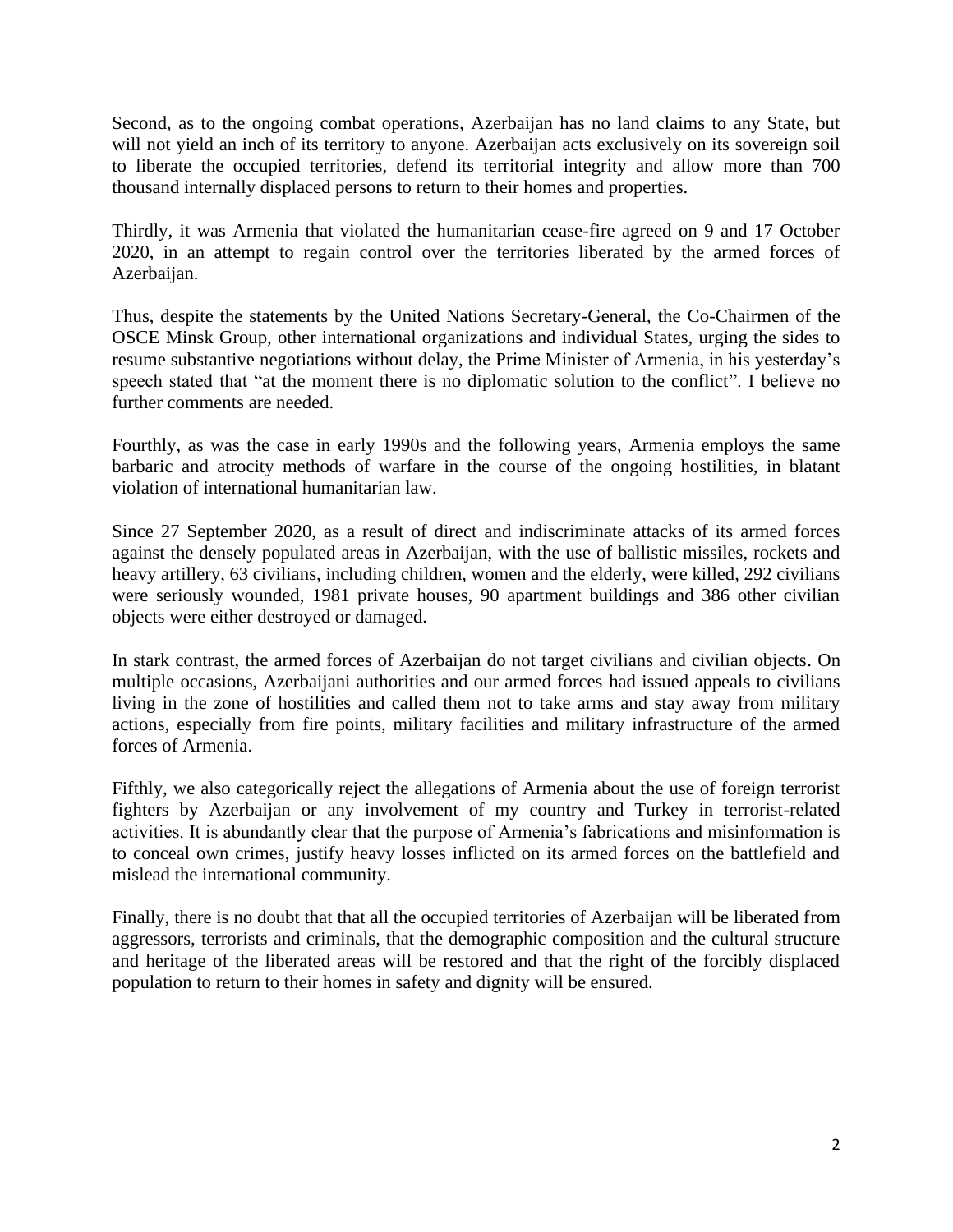Second, as to the ongoing combat operations, Azerbaijan has no land claims to any State, but will not yield an inch of its territory to anyone. Azerbaijan acts exclusively on its sovereign soil to liberate the occupied territories, defend its territorial integrity and allow more than 700 thousand internally displaced persons to return to their homes and properties.

Thirdly, it was Armenia that violated the humanitarian cease-fire agreed on 9 and 17 October 2020, in an attempt to regain control over the territories liberated by the armed forces of Azerbaijan.

Thus, despite the statements by the United Nations Secretary-General, the Co-Chairmen of the OSCE Minsk Group, other international organizations and individual States, urging the sides to resume substantive negotiations without delay, the Prime Minister of Armenia, in his yesterday's speech stated that "at the moment there is no diplomatic solution to the conflict". I believe no further comments are needed.

Fourthly, as was the case in early 1990s and the following years, Armenia employs the same barbaric and atrocity methods of warfare in the course of the ongoing hostilities, in blatant violation of international humanitarian law.

Since 27 September 2020, as a result of direct and indiscriminate attacks of its armed forces against the densely populated areas in Azerbaijan, with the use of ballistic missiles, rockets and heavy artillery, 63 civilians, including children, women and the elderly, were killed, 292 civilians were seriously wounded, 1981 private houses, 90 apartment buildings and 386 other civilian objects were either destroyed or damaged.

In stark contrast, the armed forces of Azerbaijan do not target civilians and civilian objects. On multiple occasions, Azerbaijani authorities and our armed forces had issued appeals to civilians living in the zone of hostilities and called them not to take arms and stay away from military actions, especially from fire points, military facilities and military infrastructure of the armed forces of Armenia.

Fifthly, we also categorically reject the allegations of Armenia about the use of foreign terrorist fighters by Azerbaijan or any involvement of my country and Turkey in terrorist-related activities. It is abundantly clear that the purpose of Armenia's fabrications and misinformation is to conceal own crimes, justify heavy losses inflicted on its armed forces on the battlefield and mislead the international community.

Finally, there is no doubt that that all the occupied territories of Azerbaijan will be liberated from aggressors, terrorists and criminals, that the demographic composition and the cultural structure and heritage of the liberated areas will be restored and that the right of the forcibly displaced population to return to their homes in safety and dignity will be ensured.